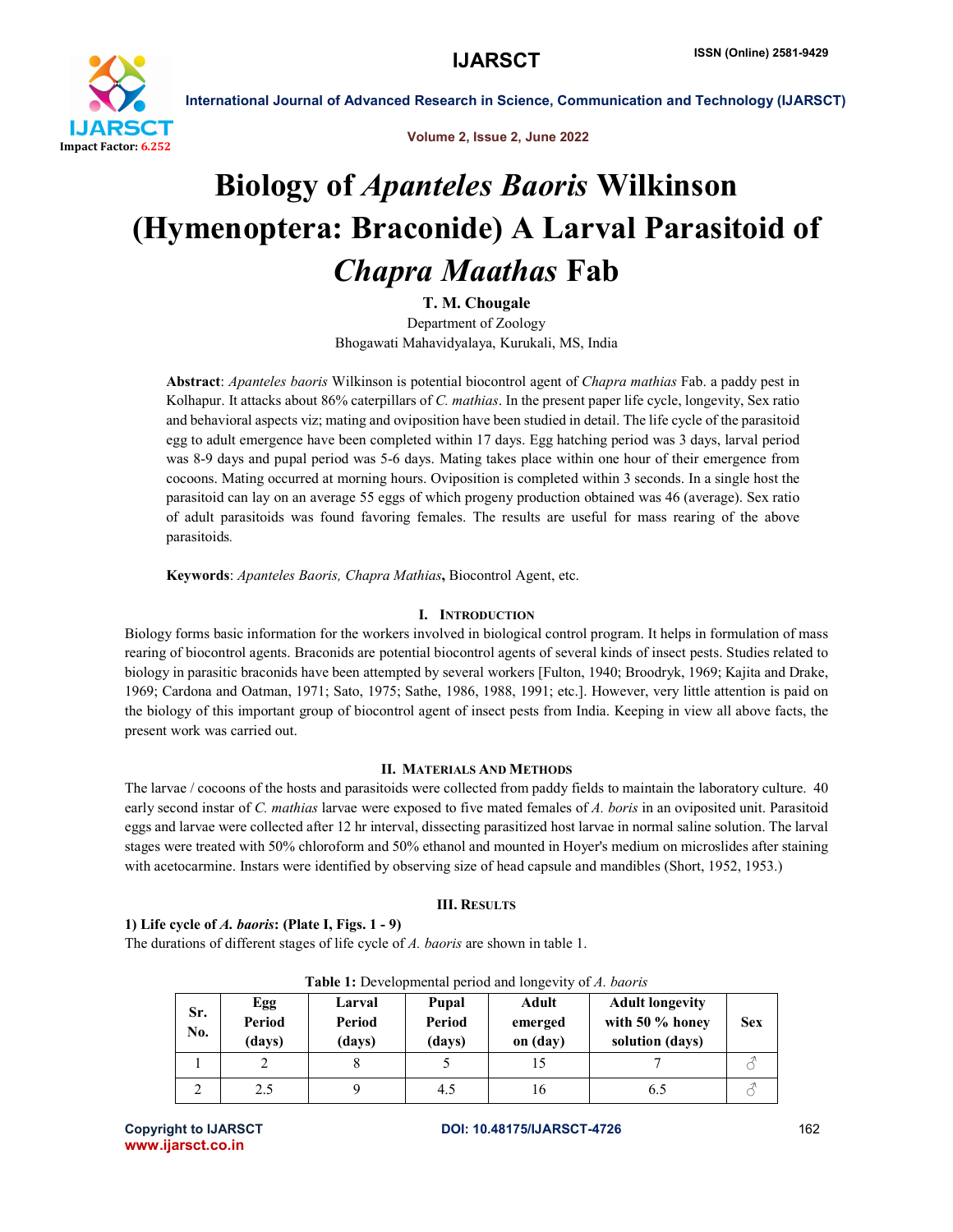# Biology of *Apanteles Baoris* Wilkinson (Hymenoptera: Braconide) A Larval Parasitoid of *Chapra Maathas* Fab

**T. M. Chougale**

Department of Zoology

Bhogawati Mahavidyalaya, Kurukali, MS, India

**Abstract**: *Apanteles baoris* Wilkinson is potential biocontrol agent of *Chapra mathias* Fab. a paddy pest in Kolhapur. It attacks about 86% caterpillars of *C. mathias*. In the present paper life cycle, longevity, Sex ratio and behavioral aspects viz; mating and oviposition have been studied in detail. The life cycle of the parasitoid egg to adult emergence have been completed within 17 days. Egg hatching period was 3 days, larval period was 8-9 days and pupal period was 5-6 days. Mating takes place within one hour of their emergence from cocoons. Mating occurred at morning hours. Oviposition is completed within 3 seconds. In a single host the parasitoid can lay on an average 55 eggs of which progeny production obtained was 46 (average). Sex ratio of adult parasitoids was found favoring females. The results are useful for mass rearing of the above parasitoids.

**Keywords**: *Apanteles Baoris, Chapra Mathias***,** Biocontrol Agent, etc.

## I. Introduction

Biology forms basic information for the workers involved in biological control program. It helps in formulation of mass rearing of biocontrol agents. Braconids are potential biocontrol agents of several kinds of insect pests. Studies related to biology in parasitic braconids have been attempted by several workers [Fulton, 1940; Broodryk, 1969; Kajita and Drake, 1969; Cardona and Oatman, 1971; Sato, 1975; Sathe, 1986, 1988, 1991; etc.]. However, very little attention is paid on the biology of this important group of biocontrol agent of insect pests from India. Keeping in view all above facts, the present work was carried out.

## II. Materials And Methods

The larvae / cocoons of the hosts and parasitoids were collected from paddy fields to maintain the laboratory culture. 40 early second instar of *C. mathias* larvae were exposed to five mated females of *A. boris* in an oviposited unit. Parasitoid eggs and larvae were collected after 12 hr interval, dissecting parasitized host larvae in normal saline solution. The larval stages were treated with 50% chloroform and 50% ethanol and mounted in Hoyer's medium on microslides after staining with acetocarmine. Instars were identified by observing size of head capsule and mandibles (Short, 1952, 1953.)

## III. Results

**1) Life cycle of *A. baoris*: (Plate I, Figs. 1 - 9)**

The durations of different stages of life cycle of *A. baoris* are shown in table 1.

**Table 1:** Developmental period and longevity of *A. baoris*

| Sr. No. | Egg Period (days) | Larval Period (days) | Pupal Period (days) | Adult emerged on (day) | Adult longevity with 50 % honey solution (days) | Sex |
|---|---|---|---|---|---|---|
| 1 | 2 | 8 | 5 | 15 | 7 | ♂ |
| 2 | 2.5 | 9 | 4.5 | 16 | 6.5 | ♂ |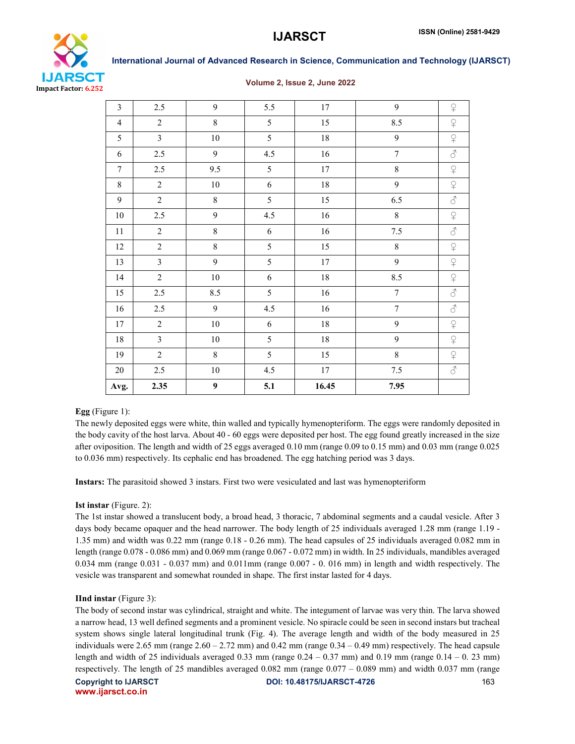| 3 | 2.5 | 9 | 5.5 | 17 | 9 | ♀ |
|---|---|---|---|---|---|---|
| 4 | 2 | 8 | 5 | 15 | 8.5 | ♀ |
| 5 | 3 | 10 | 5 | 18 | 9 | ♀ |
| 6 | 2.5 | 9 | 4.5 | 16 | 7 | ♂ |
| 7 | 2.5 | 9.5 | 5 | 17 | 8 | ♀ |
| 8 | 2 | 10 | 6 | 18 | 9 | ♀ |
| 9 | 2 | 8 | 5 | 15 | 6.5 | ♂ |
| 10 | 2.5 | 9 | 4.5 | 16 | 8 | ♀ |
| 11 | 2 | 8 | 6 | 16 | 7.5 | ♂ |
| 12 | 2 | 8 | 5 | 15 | 8 | ♀ |
| 13 | 3 | 9 | 5 | 17 | 9 | ♀ |
| 14 | 2 | 10 | 6 | 18 | 8.5 | ♀ |
| 15 | 2.5 | 8.5 | 5 | 16 | 7 | ♂ |
| 16 | 2.5 | 9 | 4.5 | 16 | 7 | ♂ |
| 17 | 2 | 10 | 6 | 18 | 9 | ♀ |
| 18 | 3 | 10 | 5 | 18 | 9 | ♀ |
| 19 | 2 | 8 | 5 | 15 | 8 | ♀ |
| 20 | 2.5 | 10 | 4.5 | 17 | 7.5 | ♂ |
| **Avg.** | **2.35** | **9** | **5.1** | **16.45** | **7.95** | |

**Egg** (Figure 1):

The newly deposited eggs were white, thin walled and typically hymenopteriform. The eggs were randomly deposited in the body cavity of the host larva. About 40 - 60 eggs were deposited per host. The egg found greatly increased in the size after oviposition. The length and width of 25 eggs averaged 0.10 mm (range 0.09 to 0.15 mm) and 0.03 mm (range 0.025 to 0.036 mm) respectively. Its cephalic end has broadened. The egg hatching period was 3 days.

**Instars:** The parasitoid showed 3 instars. First two were vesiculated and last was hymenopteriform

**Ist instar** (Figure. 2):

The 1st instar showed a translucent body, a broad head, 3 thoracic, 7 abdominal segments and a caudal vesicle. After 3 days body became opaquer and the head narrower. The body length of 25 individuals averaged 1.28 mm (range 1.19 - 1.35 mm) and width was 0.22 mm (range 0.18 - 0.26 mm). The head capsules of 25 individuals averaged 0.082 mm in length (range 0.078 - 0.086 mm) and 0.069 mm (range 0.067 - 0.072 mm) in width. In 25 individuals, mandibles averaged 0.034 mm (range 0.031 - 0.037 mm) and 0.011mm (range 0.007 - 0. 016 mm) in length and width respectively. The vesicle was transparent and somewhat rounded in shape. The first instar lasted for 4 days.

**IInd instar** (Figure 3):

The body of second instar was cylindrical, straight and white. The integument of larvae was very thin. The larva showed a narrow head, 13 well defined segments and a prominent vesicle. No spiracle could be seen in second instars but tracheal system shows single lateral longitudinal trunk (Fig. 4). The average length and width of the body measured in 25 individuals were 2.65 mm (range 2.60 – 2.72 mm) and 0.42 mm (range 0.34 – 0.49 mm) respectively. The head capsule length and width of 25 individuals averaged 0.33 mm (range 0.24 – 0.37 mm) and 0.19 mm (range 0.14 – 0. 23 mm) respectively. The length of 25 mandibles averaged 0.082 mm (range 0.077 – 0.089 mm) and width 0.037 mm (range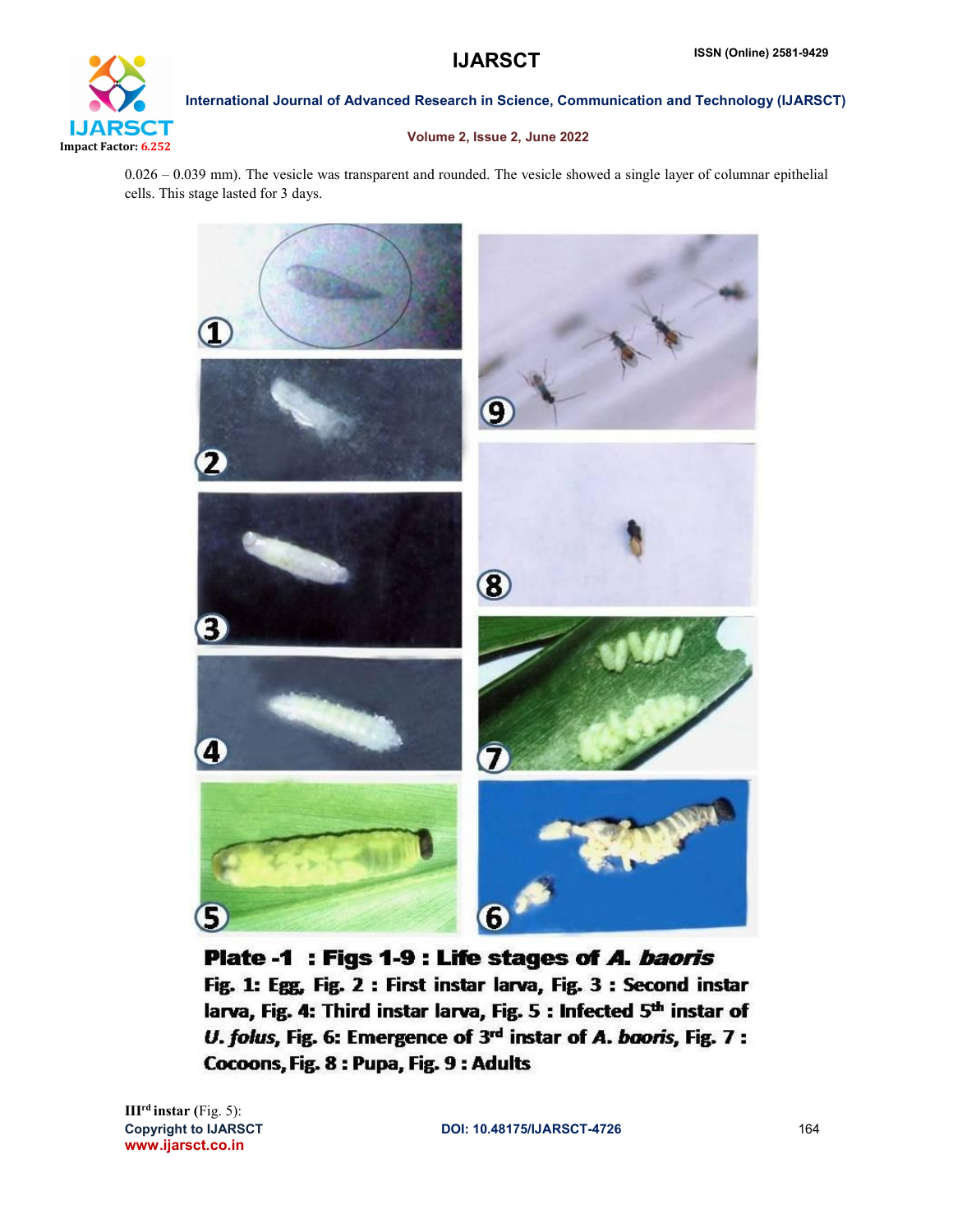0.026 – 0.039 mm). The vesicle was transparent and rounded. The vesicle showed a single layer of columnar epithelial cells. This stage lasted for 3 days.

**Plate -1 : Figs 1-9 : Life stages of *A. baoris***

**Fig. 1: Egg, Fig. 2 : First instar larva, Fig. 3 : Second instar larva, Fig. 4: Third instar larva, Fig. 5 : Infected 5th instar of *U. folus*, Fig. 6: Emergence of 3rd instar of *A. baoris*, Fig. 7 : Cocoons, Fig. 8 : Pupa, Fig. 9 : Adults**

**IIIrd instar (**Fig. 5):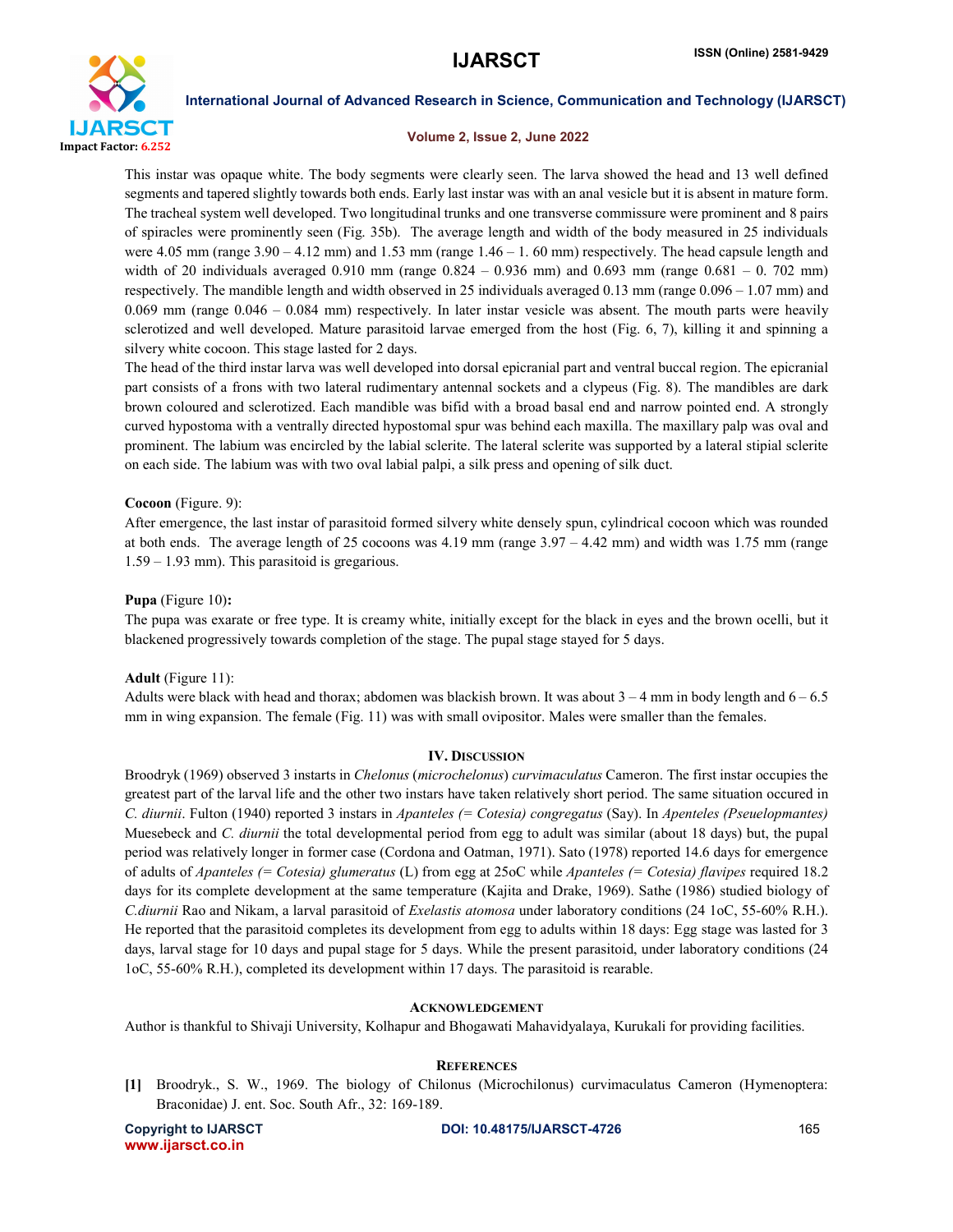This instar was opaque white. The body segments were clearly seen. The larva showed the head and 13 well defined segments and tapered slightly towards both ends. Early last instar was with an anal vesicle but it is absent in mature form. The tracheal system well developed. Two longitudinal trunks and one transverse commissure were prominent and 8 pairs of spiracles were prominently seen (Fig. 35b). The average length and width of the body measured in 25 individuals were 4.05 mm (range 3.90 – 4.12 mm) and 1.53 mm (range 1.46 – 1. 60 mm) respectively. The head capsule length and width of 20 individuals averaged 0.910 mm (range 0.824 – 0.936 mm) and 0.693 mm (range 0.681 – 0. 702 mm) respectively. The mandible length and width observed in 25 individuals averaged 0.13 mm (range 0.096 – 1.07 mm) and 0.069 mm (range 0.046 – 0.084 mm) respectively. In later instar vesicle was absent. The mouth parts were heavily sclerotized and well developed. Mature parasitoid larvae emerged from the host (Fig. 6, 7), killing it and spinning a silvery white cocoon. This stage lasted for 2 days.

The head of the third instar larva was well developed into dorsal epicranial part and ventral buccal region. The epicranial part consists of a frons with two lateral rudimentary antennal sockets and a clypeus (Fig. 8). The mandibles are dark brown coloured and sclerotized. Each mandible was bifid with a broad basal end and narrow pointed end. A strongly curved hypostoma with a ventrally directed hypostomal spur was behind each maxilla. The maxillary palp was oval and prominent. The labium was encircled by the labial sclerite. The lateral sclerite was supported by a lateral stipial sclerite on each side. The labium was with two oval labial palpi, a silk press and opening of silk duct.

**Cocoon** (Figure. 9):

After emergence, the last instar of parasitoid formed silvery white densely spun, cylindrical cocoon which was rounded at both ends. The average length of 25 cocoons was 4.19 mm (range 3.97 – 4.42 mm) and width was 1.75 mm (range 1.59 – 1.93 mm). This parasitoid is gregarious.

**Pupa** (Figure 10)**:**

The pupa was exarate or free type. It is creamy white, initially except for the black in eyes and the brown ocelli, but it blackened progressively towards completion of the stage. The pupal stage stayed for 5 days.

**Adult** (Figure 11):

Adults were black with head and thorax; abdomen was blackish brown. It was about 3 – 4 mm in body length and 6 – 6.5 mm in wing expansion. The female (Fig. 11) was with small ovipositor. Males were smaller than the females.

## IV. Discussion

Broodryk (1969) observed 3 instarts in *Chelonus* (*microchelonus*) *curvimaculatus* Cameron. The first instar occupies the greatest part of the larval life and the other two instars have taken relatively short period. The same situation occured in *C. diurnii*. Fulton (1940) reported 3 instars in *Apanteles (= Cotesia) congregatus* (Say). In *Apenteles (Pseuelopmantes)* Muesebeck and *C. diurnii* the total developmental period from egg to adult was similar (about 18 days) but, the pupal period was relatively longer in former case (Cordona and Oatman, 1971). Sato (1978) reported 14.6 days for emergence of adults of *Apanteles (= Cotesia) glumeratus* (L) from egg at 25oC while *Apanteles (= Cotesia) flavipes* required 18.2 days for its complete development at the same temperature (Kajita and Drake, 1969). Sathe (1986) studied biology of *C.diurnii* Rao and Nikam, a larval parasitoid of *Exelastis atomosa* under laboratory conditions (24 1oC, 55-60% R.H.). He reported that the parasitoid completes its development from egg to adults within 18 days: Egg stage was lasted for 3 days, larval stage for 10 days and pupal stage for 5 days. While the present parasitoid, under laboratory conditions (24 1oC, 55-60% R.H.), completed its development within 17 days. The parasitoid is rearable.

## Acknowledgement

Author is thankful to Shivaji University, Kolhapur and Bhogawati Mahavidyalaya, Kurukali for providing facilities.

## References

[1] Broodryk., S. W., 1969. The biology of Chilonus (Microchilonus) curvimaculatus Cameron (Hymenoptera: Braconidae) J. ent. Soc. South Afr., 32: 169-189.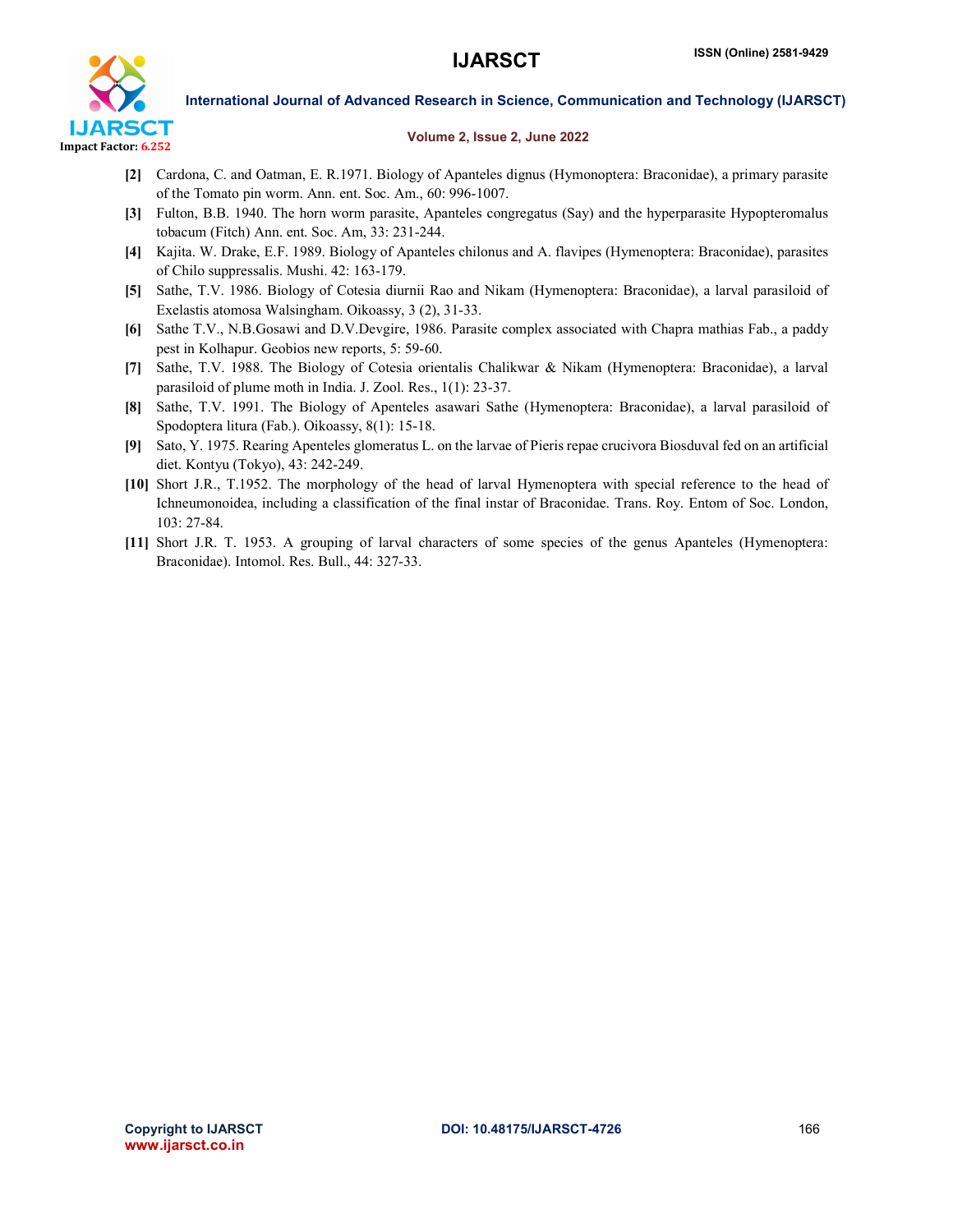[2] Cardona, C. and Oatman, E. R.1971. Biology of Apanteles dignus (Hymonoptera: Braconidae), a primary parasite of the Tomato pin worm. Ann. ent. Soc. Am., 60: 996-1007.

[3] Fulton, B.B. 1940. The horn worm parasite, Apanteles congregatus (Say) and the hyperparasite Hypopteromalus tobacum (Fitch) Ann. ent. Soc. Am, 33: 231-244.

[4] Kajita. W. Drake, E.F. 1989. Biology of Apanteles chilonus and A. flavipes (Hymenoptera: Braconidae), parasites of Chilo suppressalis. Mushi. 42: 163-179.

[5] Sathe, T.V. 1986. Biology of Cotesia diurnii Rao and Nikam (Hymenoptera: Braconidae), a larval parasiloid of Exelastis atomosa Walsingham. Oikoassy, 3 (2), 31-33.

[6] Sathe T.V., N.B.Gosawi and D.V.Devgire, 1986. Parasite complex associated with Chapra mathias Fab., a paddy pest in Kolhapur. Geobios new reports, 5: 59-60.

[7] Sathe, T.V. 1988. The Biology of Cotesia orientalis Chalikwar & Nikam (Hymenoptera: Braconidae), a larval parasiloid of plume moth in India. J. Zool. Res., 1(1): 23-37.

[8] Sathe, T.V. 1991. The Biology of Apenteles asawari Sathe (Hymenoptera: Braconidae), a larval parasiloid of Spodoptera litura (Fab.). Oikoassy, 8(1): 15-18.

[9] Sato, Y. 1975. Rearing Apenteles glomeratus L. on the larvae of Pieris repae crucivora Biosduval fed on an artificial diet. Kontyu (Tokyo), 43: 242-249.

[10] Short J.R., T.1952. The morphology of the head of larval Hymenoptera with special reference to the head of Ichneumonoidea, including a classification of the final instar of Braconidae. Trans. Roy. Entom of Soc. London, 103: 27-84.

[11] Short J.R. T. 1953. A grouping of larval characters of some species of the genus Apanteles (Hymenoptera: Braconidae). Intomol. Res. Bull., 44: 327-33.